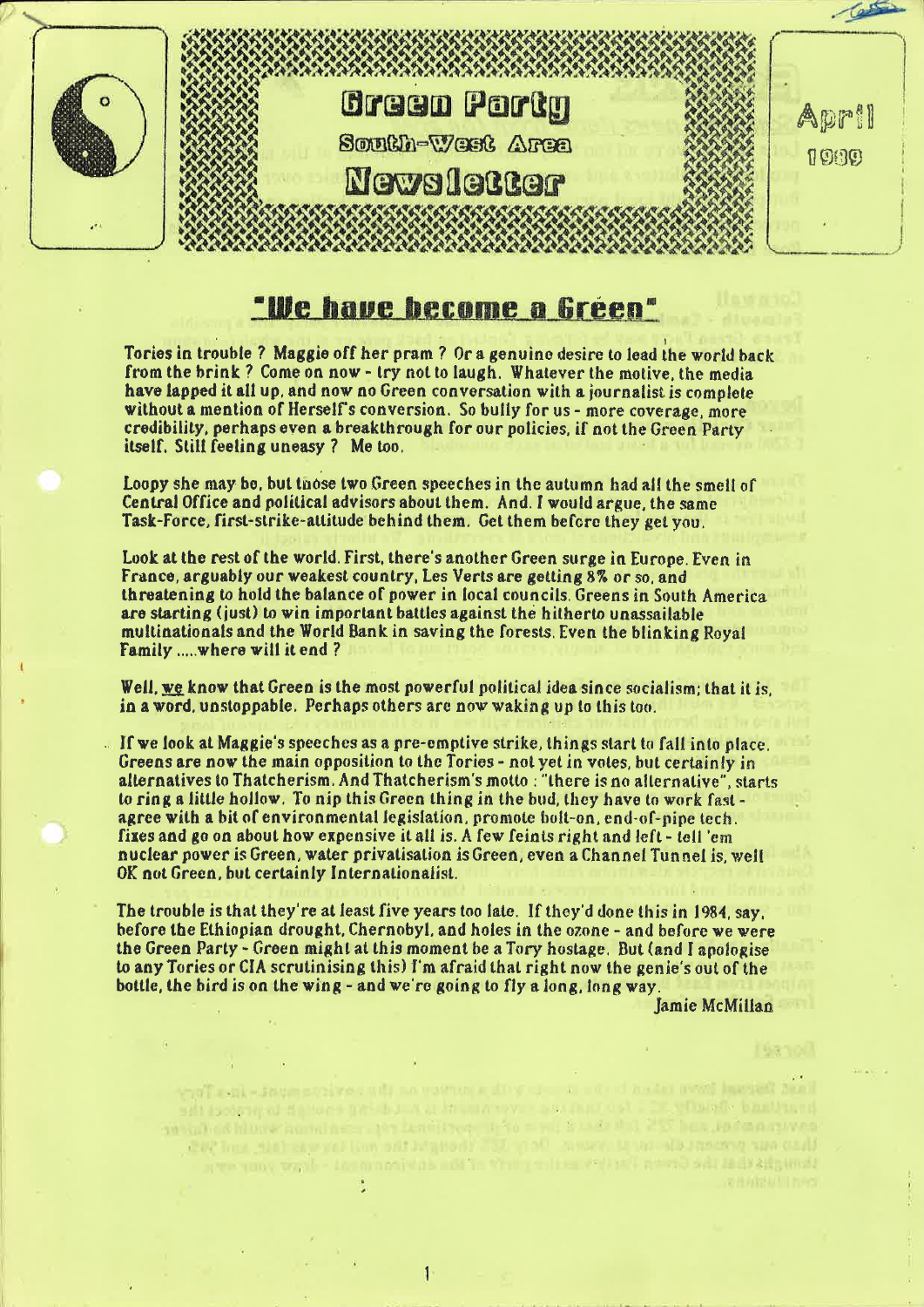# Green Party South-West Area Newsletter

April 1989

## "We have become a Green"

Tories in trouble ? Maggie off her pram ? Or a genuine desire to lead the world back from the brink ? Come on now - try not to laugh. Whatever the motive, the media have lapped it all up, and now no Green conversation with a journalist is complete without a mention of Herself's conversion. So bully for us - more coverage, more credibility, perhaps even a breakthrough for our policies, if not the Green Party itself. Still feeling uneasy ? Me too.

Loopy she may be, but those two Green speeches in the autumn had all the smell of Central Office and political advisors about them. And. I would argue, the same Task-Force, first-strike-attitude behind them. Get them before they get you.

Look at the rest of the world. First, there's another Green surge in Europe. Even in France, arguably our weakest country, Les Verts are getting 8% or so, and threatening to hold the balance of power in local councils. Greens in South America are starting (just) to win important battles against the hitherto unassailable multinationals and the World Bank in saving the forests. Even the blinking Royal Family .....where will it end ?

Well, we know that Green is the most powerful political idea since socialism; that it is, in a word, unstoppable. Perhaps others are now waking up to this too.

If we look at Maggie's speeches as a pre-emptive strike, things start to fall into place. Greens are now the main opposition to the Tories - not yet in votes, but certainly in alternatives to Thatcherism. And Thatcherism's motto : "there is no alternative", starts to ring a little hollow. To nip this Green thing in the bud, they have to work fast - agree with a bit of environmental legislation, promote bolt-on, end-of-pipe tech. fixes and go on about how expensive it all is. A few feints right and left - tell 'em nuclear power is Green, water privatisation is Green, even a Channel Tunnel is, well OK not Green, but certainly Internationalist.

The trouble is that they're at least five years too late. If they'd done this in 1984, say, before the Ethiopian drought, Chernobyl, and holes in the ozone - and before we were the Green Party - Green might at this moment be a Tory hostage. But (and I apologise to any Tories or CIA scrutinising this) I'm afraid that right now the genie's out of the bottle, the bird is on the wing - and we're going to fly a long, long way.

Jamie McMillan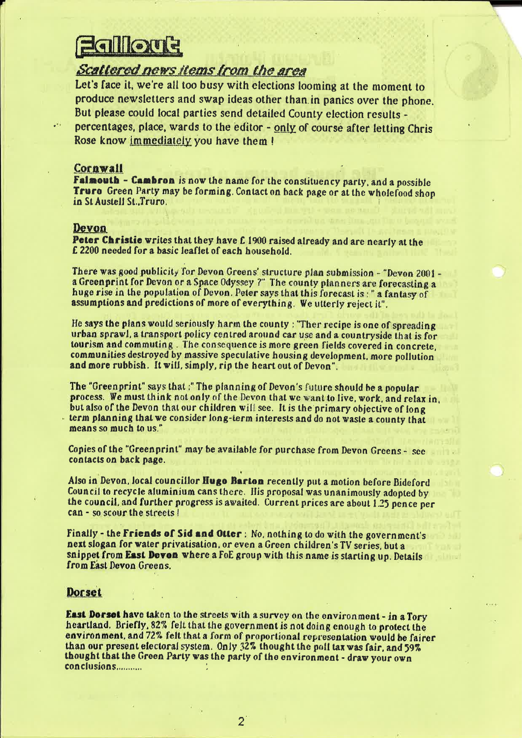# Fallout

## *Scattered news items from the area*

Let's face it, we're all too busy with elections looming at the moment to produce newsletters and swap ideas other than in panics over the phone. But please could local parties send detailed County election results - percentages, place, wards to the editor - only of course after letting Chris Rose know immediately you have them !

### Cornwall

**Falmouth - Cambron** is now the name for the constituency party, and a possible **Truro** Green Party may be forming. Contact on back page or at the wholefood shop in St Austell St.,Truro.

### Devon

**Peter Christie writes that they have £ 1900 raised already and are nearly at the £ 2200 needed for a basic leaflet of each household.**

**There was good publicity for Devon Greens' structure plan submission - "Devon 2001 - a Greenprint for Devon or a Space Odyssey ?" The county planners are forecasting a huge rise in the population of Devon. Peter says that this forecast is : " a fantasy of assumptions and predictions of more of everything. We utterly reject it".**

**He says the plans would seriously harm the county : "Ther recipe is one of spreading urban sprawl, a transport policy centred around car use and a countryside that is for tourism and commuting . The consequence is more green fields covered in concrete, communities destroyed by massive speculative housing development, more pollution and more rubbish. It will, simply, rip the heart out of Devon".**

**The "Greenprint" says that :" The planning of Devon's future should be a popular process. We must think not only of the Devon that we want to live, work, and relax in, but also of the Devon that our children will see. It is the primary objective of long term planning that we consider long-term interests and do not waste a county that means so much to us."**

**Copies of the "Greenprint" may be available for purchase from Devon Greens - see contacts on back page.**

**Also in Devon, local councillor Hugo Barton recently put a motion before Bideford Council to recycle aluminium cans there. His proposal was unanimously adopted by the council, and further progress is awaited. Current prices are about 1.25 pence per can - so scour the streets !**

**Finally - the Friends of Sid and Otter : No, nothing to do with the government's next slogan for water privatisation, or even a Green children's TV series, but a snippet from East Devon where a FoE group with this name is starting up. Details from East Devon Greens.**

### Dorset

**East Dorset have taken to the streets with a survey on the environment - in a Tory heartland. Briefly, 82% felt that the government is not doing enough to protect the environment, and 72% felt that a form of proportional representation would be fairer than our present electoral system. Only 32% thought the poll tax was fair, and 59% thought that the Green Party was the party of the environment - draw your own conclusions..........**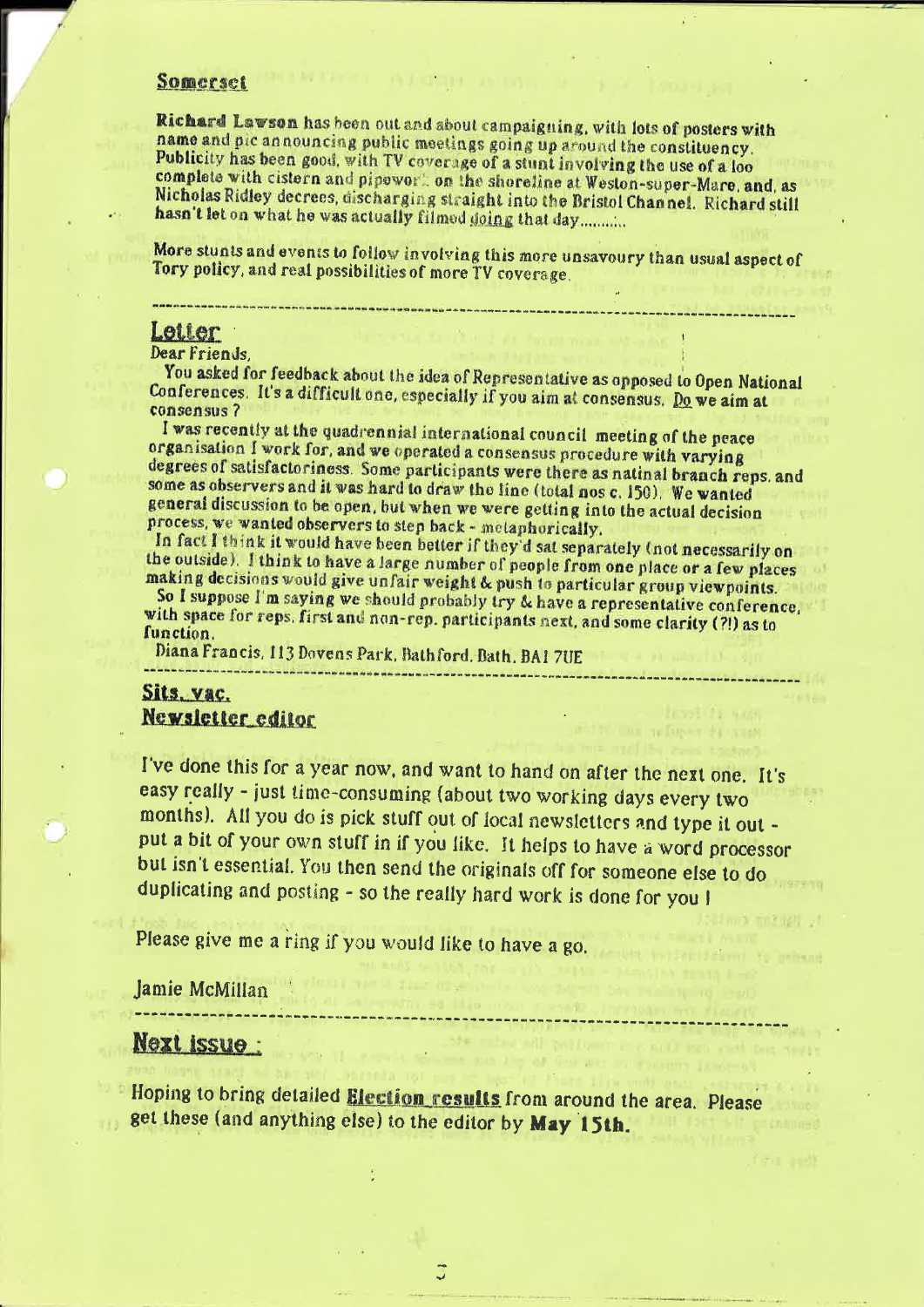**Somerset**

**Richard Lawson** has been out and about campaigning, with lots of posters with name and pic announcing public meetings going up around the constituency. Publicity has been good, with TV coverage of a stunt involving the use of a loo complete with cistern and pipework on the shoreline at Weston-super-Mare, and, as Nicholas Ridley decrees, discharging straight into the Bristol Channel. Richard still hasn't let on what he was actually filmed doing that day..........

More stunts and events to follow involving this more unsavoury than usual aspect of Tory policy, and real possibilities of more TV coverage.

---

## Letter

Dear Friends,

You asked for feedback about the idea of Representative as opposed to Open National Conferences. It's a difficult one, especially if you aim at consensus. Do we aim at consensus?

I was recently at the quadrennial international council meeting of the peace organisation I work for, and we operated a consensus procedure with varying degrees of satisfactoriness. Some participants were there as natinal branch reps. and some as observers and it was hard to draw the line (total nos c. 150). We wanted general discussion to be open, but when we were getting into the actual decision process, we wanted observers to step back - metaphorically.

In fact I think it would have been better if they'd sat separately (not necessarily on the outside). I think to have a large number of people from one place or a few places making decisions would give unfair weight & push to particular group viewpoints.

So I suppose I'm saying we should probably try & have a representative conference, with space for reps. first and non-rep. participants next, and some clarity (?!) as to function.

Diana Francis, 113 Dovens Park, Bathford, Bath, BA1 7UE

---

## Sits. vac.

### Newsletter editor

I've done this for a year now, and want to hand on after the next one. It's easy really - just time-consuming (about two working days every two months). All you do is pick stuff out of local newsletters and type it out - put a bit of your own stuff in if you like. It helps to have a word processor but isn't essential. You then send the originals off for someone else to do duplicating and posting - so the really hard work is done for you!

Please give me a ring if you would like to have a go.

Jamie McMillan

---

## Next issue :

Hoping to bring detailed **Election results** from around the area. Please get these (and anything else) to the editor by **May 15th.**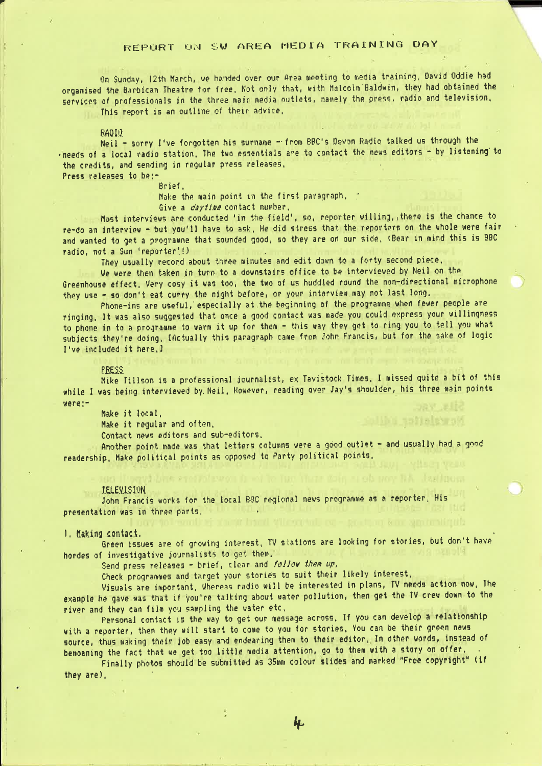# REPORT ON SW AREA MEDIA TRAINING DAY

On Sunday, 12th March, we handed over our Area meeting to media training. David Oddie had organised the Barbican Theatre for free. Not only that, with Malcolm Baldwin, they had obtained the services of professionals in the three main media outlets, namely the press, radio and television.

This report is an outline of their advice.

## RADIO

Neil - sorry I've forgotten his surname - from BBC's Devon Radio talked us through the needs of a local radio station. The two essentials are to contact the news editors - by listening to the credits, and sending in regular press releases.

Press releases to be:-

- Brief.
- Make the main point in the first paragraph.
- Give a *daytime* contact number.

Most interviews are conducted 'in the field', so, reporter willing, there is the chance to re-do an interview - but you'll have to ask. He did stress that the reporters on the whole were fair and wanted to get a programme that sounded good, so they are on our side. (Bear in mind this is BBC radio, not a Sun 'reporter'!)

They usually record about three minutes and edit down to a forty second piece.

We were then taken in turn to a downstairs office to be interviewed by Neil on the Greenhouse effect. Very cosy it was too, the two of us huddled round the non-directional microphone they use - so don't eat curry the night before, or your interview may not last long.

Phone-ins are useful, especially at the beginning of the programme when fewer people are ringing. It was also suggested that once a good contact was made you could express your willingness to phone in to a programme to warm it up for them - this way they get to ring you to tell you what subjects they're doing. [Actually this paragraph came from John Francis, but for the sake of logic I've included it here.]

## PRESS

Mike Tillson is a professional journalist, ex Tavistock Times. I missed quite a bit of this while I was being interviewed by Neil. However, reading over Jay's shoulder, his three main points were:-

- Make it local.
- Make it regular and often.
- Contact news editors and sub-editors.

Another point made was that letters columns were a good outlet - and usually had a good readership. Make political points as opposed to Party political points.

## TELEVISION

John Francis works for the local BBC regional news programme as a reporter. His presentation was in three parts.

### 1. Making contact.

Green issues are of growing interest. TV stations are looking for stories, but don't have hordes of investigative journalists to get them.

Send press releases - brief, clear and *follow them up*.

Check programmes and target your stories to suit their likely interest.

Visuals are important. Whereas radio will be interested in plans, TV needs action now. The example he gave was that if you're talking about water pollution, then get the TV crew down to the river and they can film you sampling the water etc.

Personal contact is the way to get our message across. If you can develop a relationship with a reporter, then they will start to come to you for stories. You can be their green news source, thus making their job easy and endearing them to their editor. In other words, instead of bemoaning the fact that we get too little media attention, go to them with a story on offer.

Finally photos should be submitted as 35mm colour slides and marked "Free copyright" (if they are).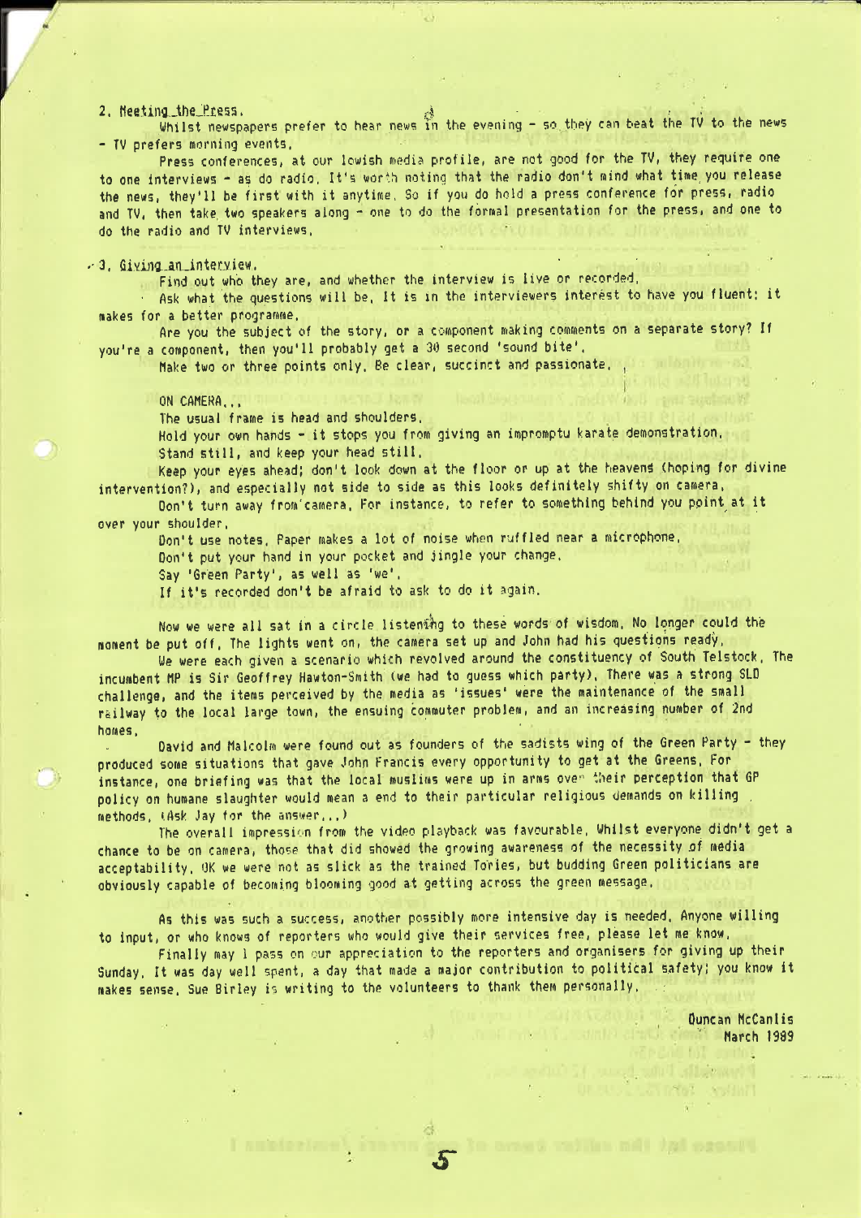## 2. Meeting the Press.

Whilst newspapers prefer to hear news in the evening - so they can beat the TV to the news - TV prefers morning events.

Press conferences, at our lowish media profile, are not good for the TV, they require one to one interviews - as do radio. It's worth noting that the radio don't mind what time you release the news, they'll be first with it anytime. So if you do hold a press conference for press, radio and TV, then take two speakers along - one to do the formal presentation for the press, and one to do the radio and TV interviews.

## 3. Giving an interview.

Find out who they are, and whether the interview is live or recorded.

Ask what the questions will be. It is in the interviewers interest to have you fluent: it makes for a better programme.

Are you the subject of the story, or a component making comments on a separate story? If you're a component, then you'll probably get a 30 second 'sound bite'.

Make two or three points only. Be clear, succinct and passionate.

ON CAMERA...

The usual frame is head and shoulders.

Hold your own hands - it stops you from giving an impromptu karate demonstration.

Stand still, and keep your head still.

Keep your eyes ahead; don't look down at the floor or up at the heavens (hoping for divine intervention?), and especially not side to side as this looks definitely shifty on camera.

Don't turn away from camera. For instance, to refer to something behind you point at it over your shoulder.

Don't use notes. Paper makes a lot of noise when ruffled near a microphone.

Don't put your hand in your pocket and jingle your change.

Say 'Green Party', as well as 'we'.

If it's recorded don't be afraid to ask to do it again.

Now we were all sat in a circle listening to these words of wisdom. No longer could the moment be put off. The lights went on, the camera set up and John had his questions ready.

We were each given a scenario which revolved around the constituency of South Telstock. The incumbent MP is Sir Geoffrey Hawton-Smith (we had to guess which party). There was a strong SLD challenge, and the items perceived by the media as 'issues' were the maintenance of the small railway to the local large town, the ensuing commuter problem, and an increasing number of 2nd homes.

David and Malcolm were found out as founders of the sadists wing of the Green Party - they produced some situations that gave John Francis every opportunity to get at the Greens. For instance, one briefing was that the local muslims were up in arms over their perception that GP policy on humane slaughter would mean a end to their particular religious demands on killing methods. (Ask Jay for the answer...)

The overall impression from the video playback was favourable. Whilst everyone didn't get a chance to be on camera, those that did showed the growing awareness of the necessity of media acceptability. OK we were not as slick as the trained Tories, but budding Green politicians are obviously capable of becoming blooming good at getting across the green message.

As this was such a success, another possibly more intensive day is needed. Anyone willing to input, or who knows of reporters who would give their services free, please let me know.

Finally may I pass on our appreciation to the reporters and organisers for giving up their Sunday. It was day well spent, a day that made a major contribution to political safety; you know it makes sense. Sue Birley is writing to the volunteers to thank them personally.

Duncan McCanlis
March 1989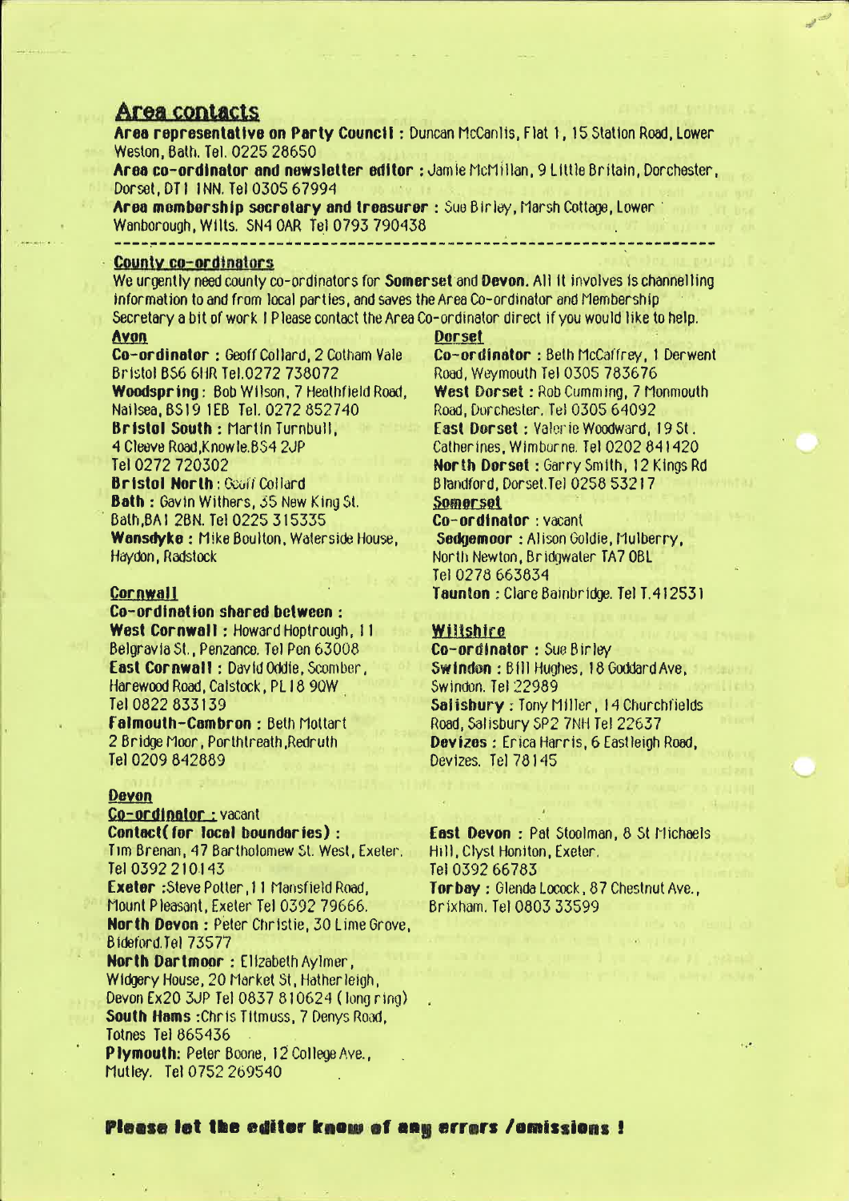## Area contacts

**Area representative on Party Council :** Duncan McCanlis, Flat 1, 15 Station Road, Lower Weston, Bath. Tel. 0225 28650

**Area co-ordinator and newsletter editor :** Jamie McMillan, 9 Little Britain, Dorchester, Dorset, DT1 1NN. Tel 0305 67994

**Area membership secretary and treasurer :** Sue Birley, Marsh Cottage, Lower Wanborough, Wilts. SN4 0AR Tel 0793 790438

---

### County co-ordinators

We urgently need county co-ordinators for **Somerset** and **Devon.** All it involves is channelling information to and from local parties, and saves the Area Co-ordinator and Membership Secretary a bit of work ! Please contact the Area Co-ordinator direct if you would like to help.

#### Avon

**Co-ordinator :** Geoff Collard, 2 Cotham Vale Bristol BS6 6HR Tel.0272 738072

**Woodspring :** Bob Wilson, 7 Healthfield Road, Nailsea, BS19 1EB Tel. 0272 852740

**Bristol South :** Martin Turnbull, 4 Cleeve Road,Knowle.BS4 2JP Tel 0272 720302

**Bristol North :** Geoff Collard

**Bath :** Gavin Withers, 35 New King St. Bath,BA1 2BN. Tel 0225 315335

**Wansdyke :** Mike Boulton, Waterside House, Haydon, Radstock

#### Cornwall

**Co-ordination shared between :**

**West Cornwall :** Howard Hoptrough, 11 Belgravia St., Penzance. Tel Pen 63008

**East Cornwall :** David Oddie, Scomber, Harewood Road, Calstock, PL18 9QW Tel 0822 833139

**Falmouth-Cambron :** Beth Mottart 2 Bridge Moor, Porthtreath,Redruth Tel 0209 842889

#### Dorset

**Co-ordinator :** Beth McCaffrey, 1 Derwent Road, Weymouth Tel 0305 783676

**West Dorset :** Rob Cumming, 7 Monmouth Road, Dorchester. Tel 0305 64092

**East Dorset :** Valerie Woodward, 19 St. Catherines, Wimborne. Tel 0202 841420

**North Dorset :** Garry Smith, 12 Kings Rd Blandford, Dorset.Tel 0258 53217

#### Somerset

**Co-ordinator :** vacant

**Sedgemoor :** Alison Goldie, Mulberry, North Newton, Bridgwater TA7 0BL Tel 0278 663834

**Taunton :** Clare Bainbridge. Tel T.412531

#### Wiltshire

**Co-ordinator :** Sue Birley

**Swindon :** Bill Hughes, 18 Goddard Ave, Swindon. Tel 22989

**Salisbury :** Tony Miller, 14 Churchfields Road, Salisbury SP2 7NH Tel 22637

**Devizes :** Erica Harris, 6 Eastleigh Road, Devizes. Tel 78145

#### Devon

**Co-ordinator :** vacant

**Contact( for local boundaries) :** Tim Brenan, 47 Bartholomew St. West, Exeter. Tel 0392 210143

**Exeter :** Steve Potter, 11 Mansfield Road, Mount Pleasant, Exeter Tel 0392 79666.

**North Devon :** Peter Christie, 30 Lime Grove, Bideford.Tel 73577

**North Dartmoor :** Elizabeth Aylmer, Widgery House, 20 Market St, Hatherleigh, Devon Ex20 3JP Tel 0837 810624 ( long ring)

**South Hams :** Chris Titmuss, 7 Denys Road, Totnes Tel 865436

**Plymouth:** Peter Boone, 12 College Ave., Mutley. Tel 0752 269540

**East Devon :** Pat Stoolman, 8 St Michaels Hill, Clyst Honiton, Exeter. Tel 0392 66783

**Torbay :** Glenda Locock, 87 Chestnut Ave., Brixham. Tel 0803 33599

**Please let the editor know of any errors /omissions !**